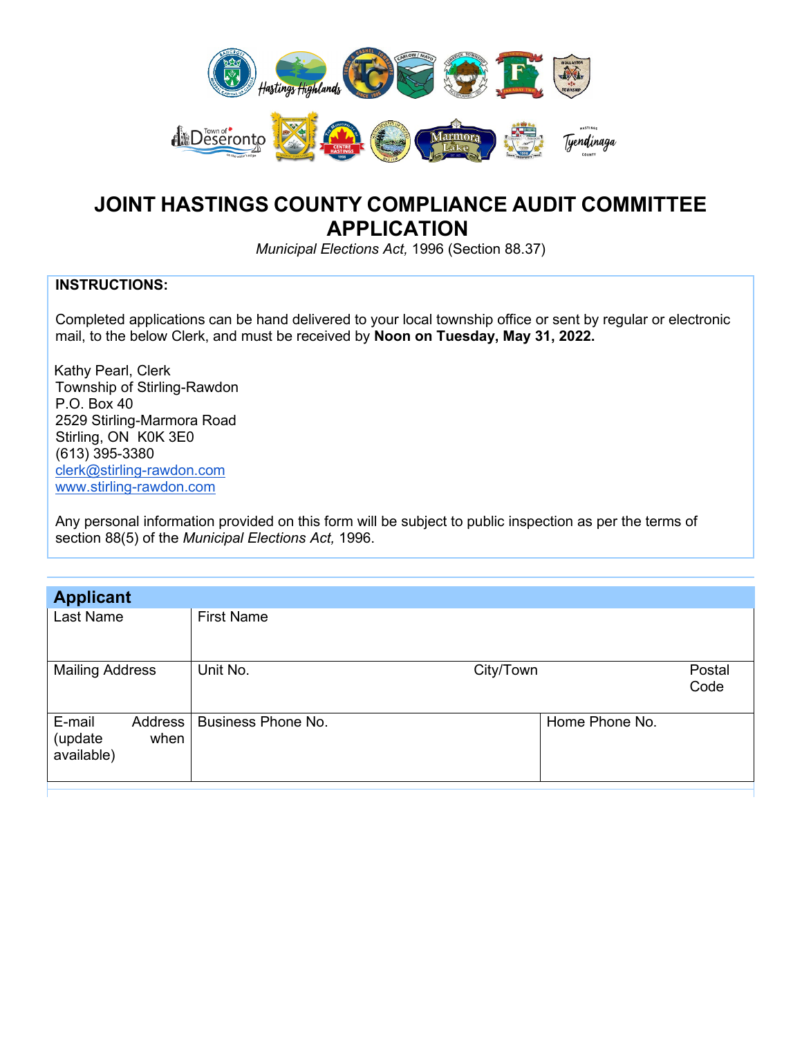# JOINT HASTINGS COUNTY COMPLIANCE AUDIT COMMITTEE APPLICATION

*Municipal Elections Act,* 1996 (Section 88.37)

**INSTRUCTIONS:**

Completed applications can be hand delivered to your local township office or sent by regular or electronic mail, to the below Clerk, and must be received by **Noon on Tuesday, May 31, 2022.**

Kathy Pearl, Clerk
Township of Stirling-Rawdon
P.O. Box 40
2529 Stirling-Marmora Road
Stirling, ON K0K 3E0
(613) 395-3380
clerk@stirling-rawdon.com
www.stirling-rawdon.com

Any personal information provided on this form will be subject to public inspection as per the terms of section 88(5) of the *Municipal Elections Act,* 1996.

## Applicant

| Last Name | First Name | | |
|---|---|---|---|
| Mailing Address | Unit No. | City/Town | Postal Code |
| E-mail Address (update when available) | Business Phone No. | | Home Phone No. |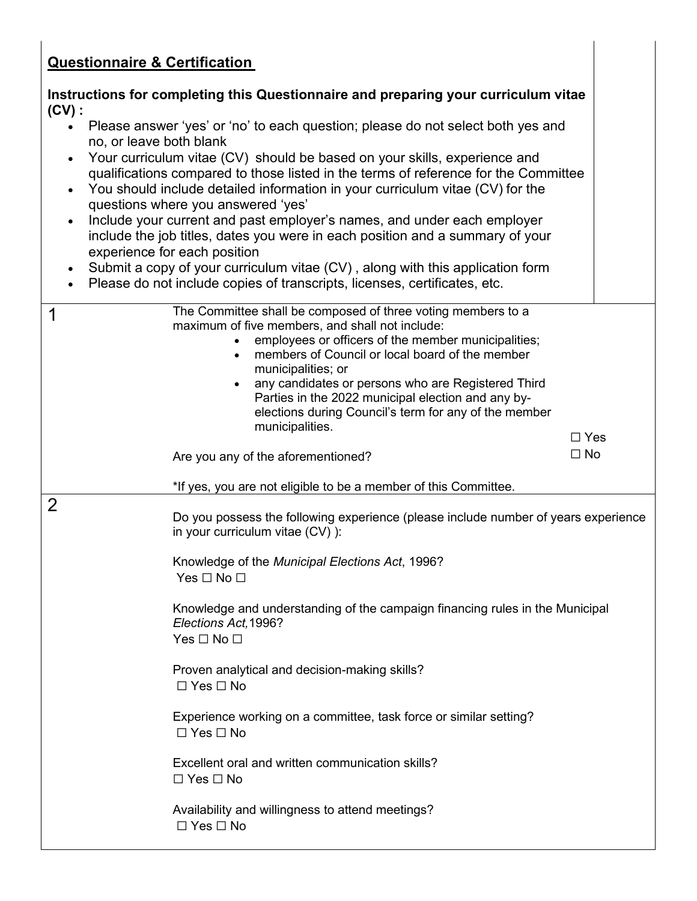## Questionnaire & Certification

**Instructions for completing this Questionnaire and preparing your curriculum vitae (CV) :**

- Please answer 'yes' or 'no' to each question; please do not select both yes and no, or leave both blank
- Your curriculum vitae (CV) should be based on your skills, experience and qualifications compared to those listed in the terms of reference for the Committee
- You should include detailed information in your curriculum vitae (CV) for the questions where you answered 'yes'
- Include your current and past employer's names, and under each employer include the job titles, dates you were in each position and a summary of your experience for each position
- Submit a copy of your curriculum vitae (CV) , along with this application form
- Please do not include copies of transcripts, licenses, certificates, etc.

| | | |
|---|---|---|
| 1 | The Committee shall be composed of three voting members to a maximum of five members, and shall not include:<br>• employees or officers of the member municipalities;<br>• members of Council or local board of the member municipalities; or<br>• any candidates or persons who are Registered Third Parties in the 2022 municipal election and any by-elections during Council's term for any of the member municipalities.<br><br>Are you any of the aforementioned?<br><br>*If yes, you are not eligible to be a member of this Committee. | ☐ Yes<br>☐ No |
| 2 | Do you possess the following experience (please include number of years experience in your curriculum vitae (CV) ):<br><br>Knowledge of the *Municipal Elections Act*, 1996?<br>Yes ☐ No ☐<br><br>Knowledge and understanding of the campaign financing rules in the Municipal *Elections Act,*1996?<br>Yes ☐ No ☐<br><br>Proven analytical and decision-making skills?<br>☐ Yes ☐ No<br><br>Experience working on a committee, task force or similar setting?<br>☐ Yes ☐ No<br><br>Excellent oral and written communication skills?<br>☐ Yes ☐ No<br><br>Availability and willingness to attend meetings?<br>☐ Yes ☐ No | |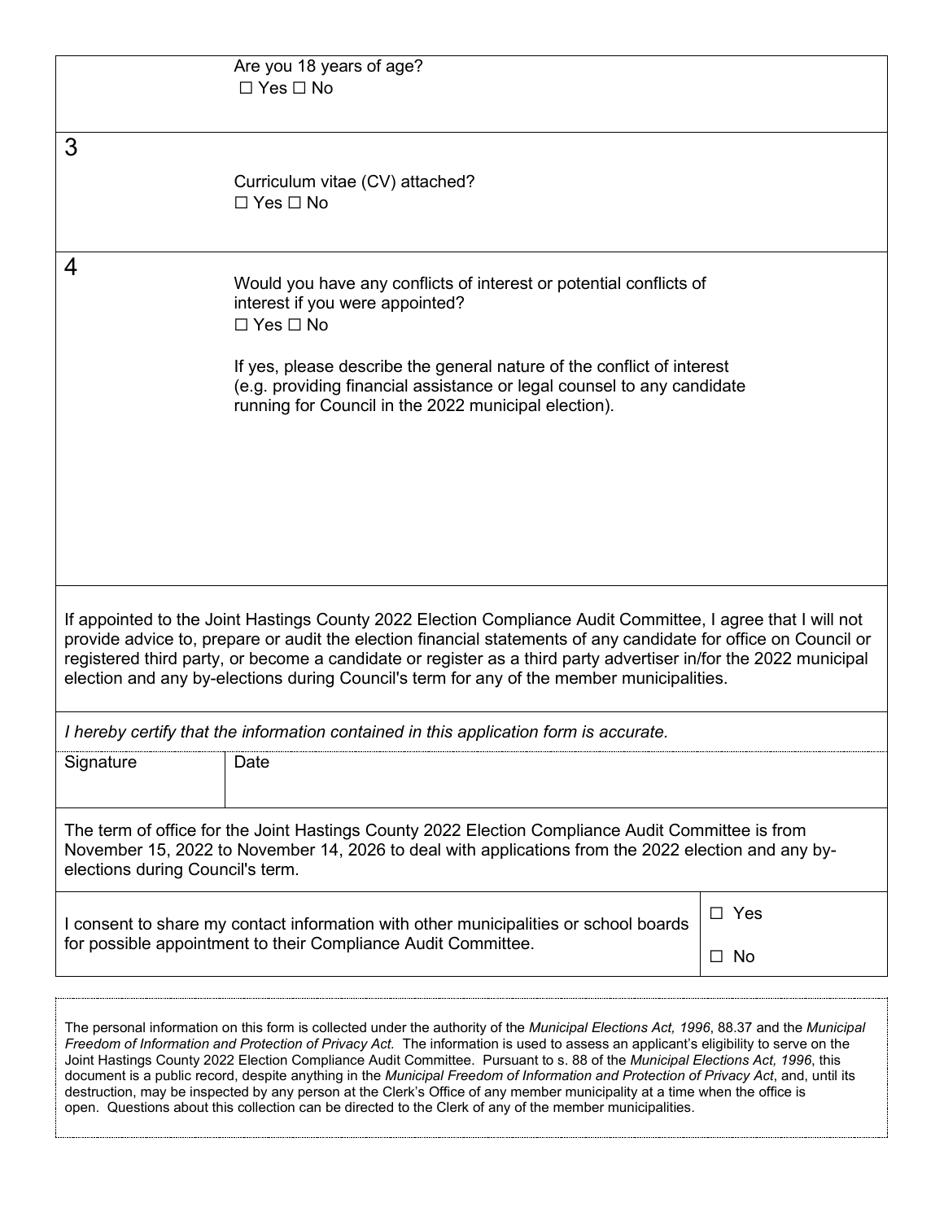| | |
|---|---|
| | Are you 18 years of age?<br>☐ Yes ☐ No |
| 3 | Curriculum vitae (CV) attached?<br>☐ Yes ☐ No |
| 4 | Would you have any conflicts of interest or potential conflicts of interest if you were appointed?<br>☐ Yes ☐ No<br><br>If yes, please describe the general nature of the conflict of interest (e.g. providing financial assistance or legal counsel to any candidate running for Council in the 2022 municipal election). |

If appointed to the Joint Hastings County 2022 Election Compliance Audit Committee, I agree that I will not provide advice to, prepare or audit the election financial statements of any candidate for office on Council or registered third party, or become a candidate or register as a third party advertiser in/for the 2022 municipal election and any by-elections during Council's term for any of the member municipalities.

*I hereby certify that the information contained in this application form is accurate.*

| Signature | Date |
|---|---|
| | |

The term of office for the Joint Hastings County 2022 Election Compliance Audit Committee is from November 15, 2022 to November 14, 2026 to deal with applications from the 2022 election and any by-elections during Council's term.

| | |
|---|---|
| I consent to share my contact information with other municipalities or school boards for possible appointment to their Compliance Audit Committee. | ☐ Yes<br>☐ No |

The personal information on this form is collected under the authority of the *Municipal Elections Act, 1996*, 88.37 and the *Municipal Freedom of Information and Protection of Privacy Act.* The information is used to assess an applicant's eligibility to serve on the Joint Hastings County 2022 Election Compliance Audit Committee. Pursuant to s. 88 of the *Municipal Elections Act, 1996*, this document is a public record, despite anything in the *Municipal Freedom of Information and Protection of Privacy Act*, and, until its destruction, may be inspected by any person at the Clerk's Office of any member municipality at a time when the office is open. Questions about this collection can be directed to the Clerk of any of the member municipalities.